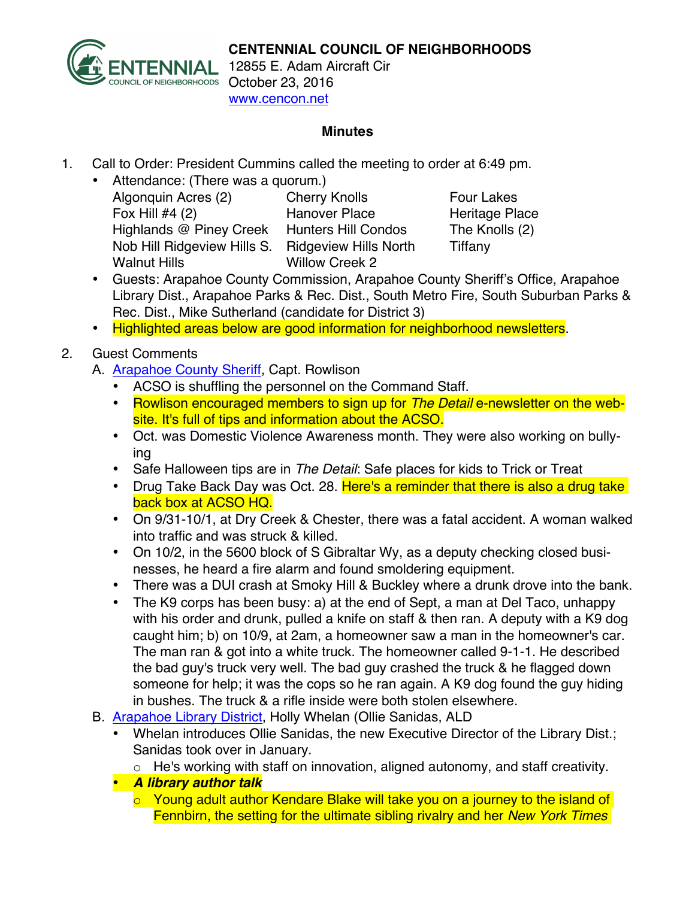**CENTENNIAL COUNCIL OF NEIGHBORHOODS**
12855 E. Adam Aircraft Cir
October 23, 2016
www.cencon.net

## Minutes

1. Call to Order: President Cummins called the meeting to order at 6:49 pm.
   - Attendance: (There was a quorum.)

     | | | |
     |---|---|---|
     | Algonquin Acres (2) | Cherry Knolls | Four Lakes |
     | Fox Hill #4 (2) | Hanover Place | Heritage Place |
     | Highlands @ Piney Creek | Hunters Hill Condos | The Knolls (2) |
     | Nob Hill Ridgeview Hills S. | Ridgeview Hills North | Tiffany |
     | Walnut Hills | Willow Creek 2 | |

   - Guests: Arapahoe County Commission, Arapahoe County Sheriff's Office, Arapahoe Library Dist., Arapahoe Parks & Rec. Dist., South Metro Fire, South Suburban Parks & Rec. Dist., Mike Sutherland (candidate for District 3)
   - Highlighted areas below are good information for neighborhood newsletters.

2. Guest Comments

   A. Arapahoe County Sheriff, Capt. Rowlison
   - ACSO is shuffling the personnel on the Command Staff.
   - Rowlison encouraged members to sign up for *The Detail* e-newsletter on the web-site. It's full of tips and information about the ACSO.
   - Oct. was Domestic Violence Awareness month. They were also working on bully-ing
   - Safe Halloween tips are in *The Detail*: Safe places for kids to Trick or Treat
   - Drug Take Back Day was Oct. 28. Here's a reminder that there is also a drug take back box at ACSO HQ.
   - On 9/31-10/1, at Dry Creek & Chester, there was a fatal accident. A woman walked into traffic and was struck & killed.
   - On 10/2, in the 5600 block of S Gibraltar Wy, as a deputy checking closed busi-nesses, he heard a fire alarm and found smoldering equipment.
   - There was a DUI crash at Smoky Hill & Buckley where a drunk drove into the bank.
   - The K9 corps has been busy: a) at the end of Sept, a man at Del Taco, unhappy with his order and drunk, pulled a knife on staff & then ran. A deputy with a K9 dog caught him; b) on 10/9, at 2am, a homeowner saw a man in the homeowner's car. The man ran & got into a white truck. The homeowner called 9-1-1. He described the bad guy's truck very well. The bad guy crashed the truck & he flagged down someone for help; it was the cops so he ran again. A K9 dog found the guy hiding in bushes. The truck & a rifle inside were both stolen elsewhere.

   B. Arapahoe Library District, Holly Whelan (Ollie Sanidas, ALD
   - Whelan introduces Ollie Sanidas, the new Executive Director of the Library Dist.; Sanidas took over in January.
     - He's working with staff on innovation, aligned autonomy, and staff creativity.
   - ***A library author talk***
     - Young adult author Kendare Blake will take you on a journey to the island of Fennbirn, the setting for the ultimate sibling rivalry and her *New York Times*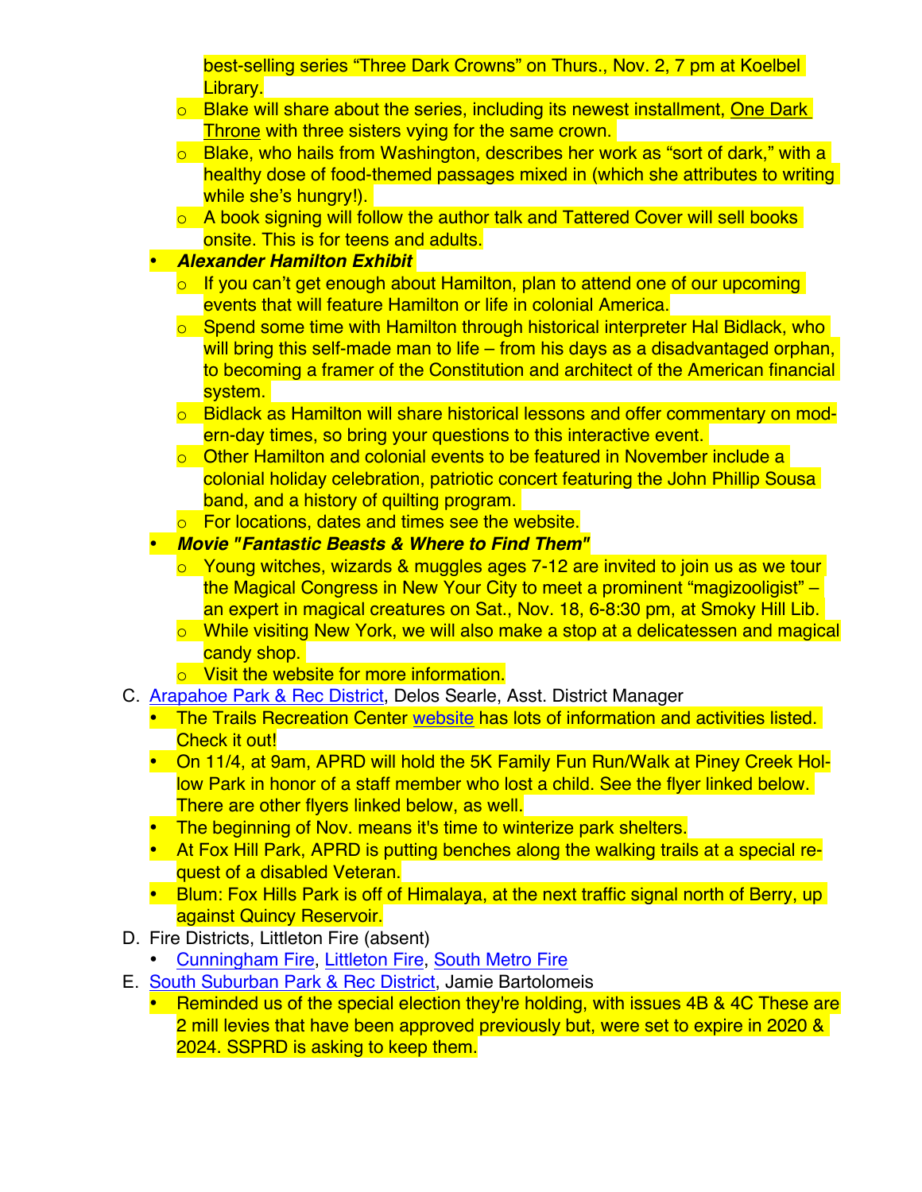best-selling series "Three Dark Crowns" on Thurs., Nov. 2, 7 pm at Koelbel Library.
    - Blake will share about the series, including its newest installment, One Dark Throne with three sisters vying for the same crown.
    - Blake, who hails from Washington, describes her work as "sort of dark," with a healthy dose of food-themed passages mixed in (which she attributes to writing while she's hungry!).
    - A book signing will follow the author talk and Tattered Cover will sell books onsite. This is for teens and adults.
- ***Alexander Hamilton Exhibit***
    - If you can't get enough about Hamilton, plan to attend one of our upcoming events that will feature Hamilton or life in colonial America.
    - Spend some time with Hamilton through historical interpreter Hal Bidlack, who will bring this self-made man to life – from his days as a disadvantaged orphan, to becoming a framer of the Constitution and architect of the American financial system.
    - Bidlack as Hamilton will share historical lessons and offer commentary on modern-day times, so bring your questions to this interactive event.
    - Other Hamilton and colonial events to be featured in November include a colonial holiday celebration, patriotic concert featuring the John Phillip Sousa band, and a history of quilting program.
    - For locations, dates and times see the website.
- ***Movie "Fantastic Beasts & Where to Find Them"***
    - Young witches, wizards & muggles ages 7-12 are invited to join us as we tour the Magical Congress in New Your City to meet a prominent "magizooligist" – an expert in magical creatures on Sat., Nov. 18, 6-8:30 pm, at Smoky Hill Lib.
    - While visiting New York, we will also make a stop at a delicatessen and magical candy shop.
    - Visit the website for more information.

C. Arapahoe Park & Rec District, Delos Searle, Asst. District Manager
- The Trails Recreation Center website has lots of information and activities listed. Check it out!
- On 11/4, at 9am, APRD will hold the 5K Family Fun Run/Walk at Piney Creek Hollow Park in honor of a staff member who lost a child. See the flyer linked below. There are other flyers linked below, as well.
- The beginning of Nov. means it's time to winterize park shelters.
- At Fox Hill Park, APRD is putting benches along the walking trails at a special request of a disabled Veteran.
- Blum: Fox Hills Park is off of Himalaya, at the next traffic signal north of Berry, up against Quincy Reservoir.

D. Fire Districts, Littleton Fire (absent)
- Cunningham Fire, Littleton Fire, South Metro Fire

E. South Suburban Park & Rec District, Jamie Bartolomeis
- Reminded us of the special election they're holding, with issues 4B & 4C These are 2 mill levies that have been approved previously but, were set to expire in 2020 & 2024. SSPRD is asking to keep them.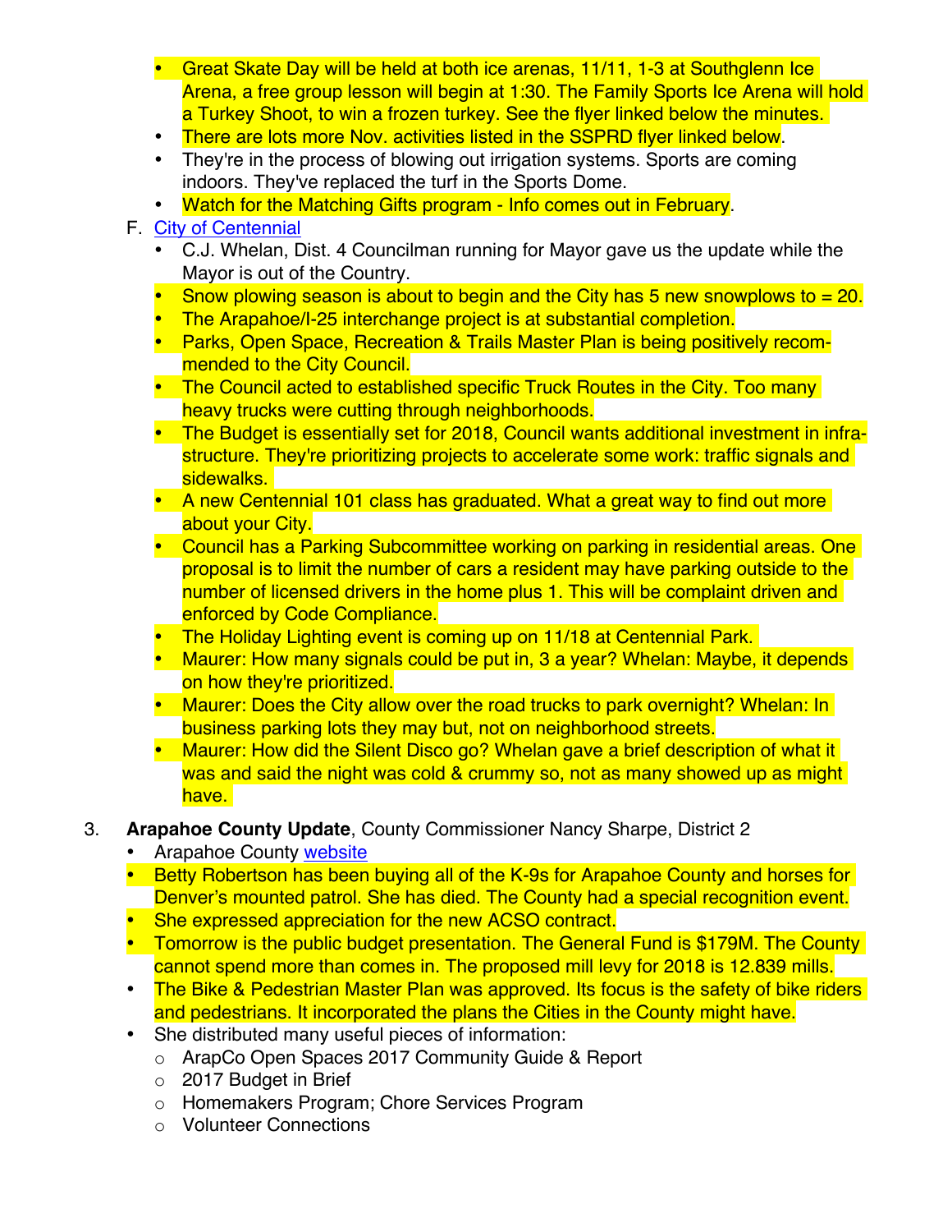- Great Skate Day will be held at both ice arenas, 11/11, 1-3 at Southglenn Ice Arena, a free group lesson will begin at 1:30. The Family Sports Ice Arena will hold a Turkey Shoot, to win a frozen turkey. See the flyer linked below the minutes.
- There are lots more Nov. activities listed in the SSPRD flyer linked below.
- They're in the process of blowing out irrigation systems. Sports are coming indoors. They've replaced the turf in the Sports Dome.
- Watch for the Matching Gifts program - Info comes out in February.

F. City of Centennial
   - C.J. Whelan, Dist. 4 Councilman running for Mayor gave us the update while the Mayor is out of the Country.
   - Snow plowing season is about to begin and the City has 5 new snowplows to = 20.
   - The Arapahoe/I-25 interchange project is at substantial completion.
   - Parks, Open Space, Recreation & Trails Master Plan is being positively recommended to the City Council.
   - The Council acted to established specific Truck Routes in the City. Too many heavy trucks were cutting through neighborhoods.
   - The Budget is essentially set for 2018, Council wants additional investment in infrastructure. They're prioritizing projects to accelerate some work: traffic signals and sidewalks.
   - A new Centennial 101 class has graduated. What a great way to find out more about your City.
   - Council has a Parking Subcommittee working on parking in residential areas. One proposal is to limit the number of cars a resident may have parking outside to the number of licensed drivers in the home plus 1. This will be complaint driven and enforced by Code Compliance.
   - The Holiday Lighting event is coming up on 11/18 at Centennial Park.
   - Maurer: How many signals could be put in, 3 a year? Whelan: Maybe, it depends on how they're prioritized.
   - Maurer: Does the City allow over the road trucks to park overnight? Whelan: In business parking lots they may but, not on neighborhood streets.
   - Maurer: How did the Silent Disco go? Whelan gave a brief description of what it was and said the night was cold & crummy so, not as many showed up as might have.

3. **Arapahoe County Update**, County Commissioner Nancy Sharpe, District 2
   - Arapahoe County website
   - Betty Robertson has been buying all of the K-9s for Arapahoe County and horses for Denver's mounted patrol. She has died. The County had a special recognition event.
   - She expressed appreciation for the new ACSO contract.
   - Tomorrow is the public budget presentation. The General Fund is $179M. The County cannot spend more than comes in. The proposed mill levy for 2018 is 12.839 mills.
   - The Bike & Pedestrian Master Plan was approved. Its focus is the safety of bike riders and pedestrians. It incorporated the plans the Cities in the County might have.
   - She distributed many useful pieces of information:
     - ArapCo Open Spaces 2017 Community Guide & Report
     - 2017 Budget in Brief
     - Homemakers Program; Chore Services Program
     - Volunteer Connections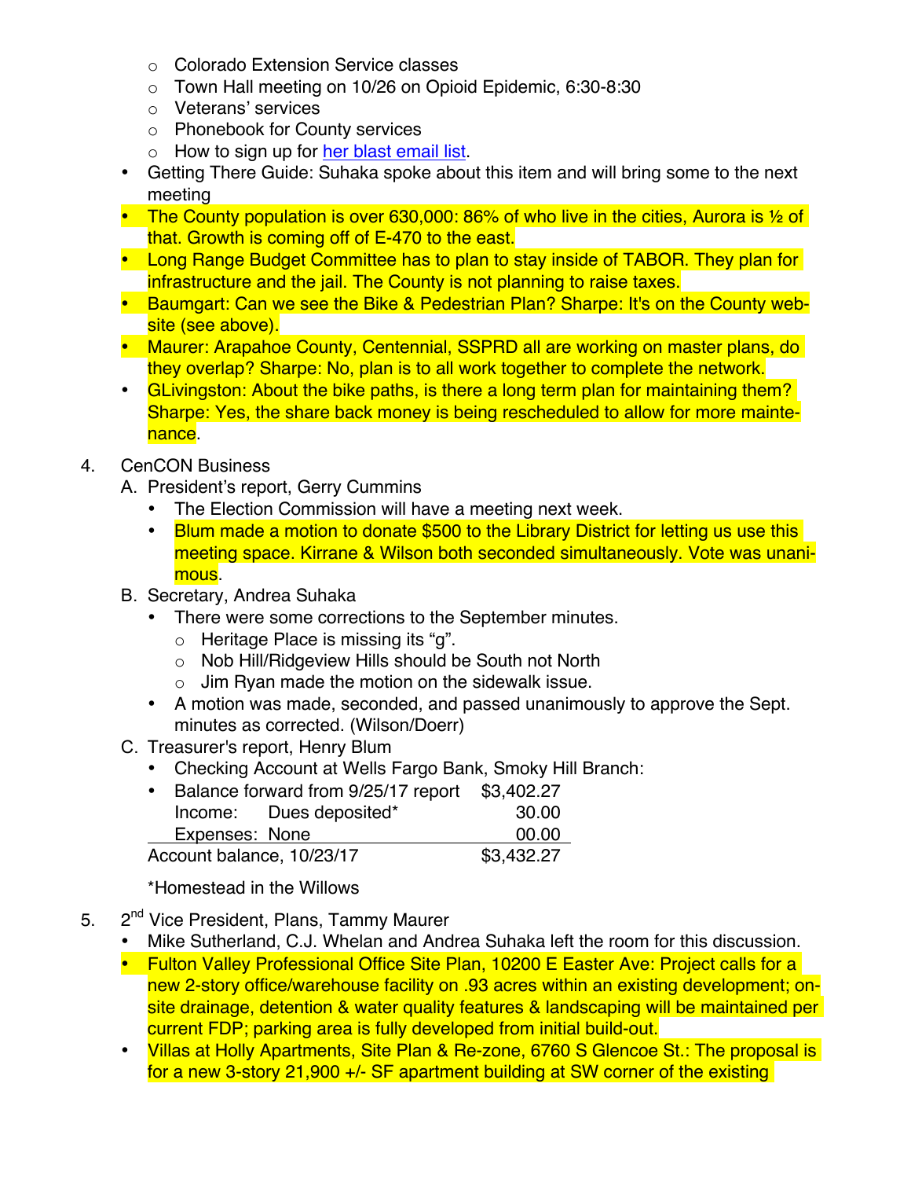- Colorado Extension Service classes
  - Town Hall meeting on 10/26 on Opioid Epidemic, 6:30-8:30
  - Veterans' services
  - Phonebook for County services
  - How to sign up for her blast email list.
- Getting There Guide: Suhaka spoke about this item and will bring some to the next meeting
- The County population is over 630,000: 86% of who live in the cities, Aurora is ½ of that. Growth is coming off of E-470 to the east.
- Long Range Budget Committee has to plan to stay inside of TABOR. They plan for infrastructure and the jail. The County is not planning to raise taxes.
- Baumgart: Can we see the Bike & Pedestrian Plan? Sharpe: It's on the County web-site (see above).
- Maurer: Arapahoe County, Centennial, SSPRD all are working on master plans, do they overlap? Sharpe: No, plan is to all work together to complete the network.
- GLivingston: About the bike paths, is there a long term plan for maintaining them? Sharpe: Yes, the share back money is being rescheduled to allow for more maintenance.

4. CenCON Business

   A. President's report, Gerry Cummins
   - The Election Commission will have a meeting next week.
   - Blum made a motion to donate $500 to the Library District for letting us use this meeting space. Kirrane & Wilson both seconded simultaneously. Vote was unanimous.

   B. Secretary, Andrea Suhaka
   - There were some corrections to the September minutes.
     - Heritage Place is missing its "g".
     - Nob Hill/Ridgeview Hills should be South not North
     - Jim Ryan made the motion on the sidewalk issue.
   - A motion was made, seconded, and passed unanimously to approve the Sept. minutes as corrected. (Wilson/Doerr)

   C. Treasurer's report, Henry Blum
   - Checking Account at Wells Fargo Bank, Smoky Hill Branch:
   - Balance forward from 9/25/17 report $3,402.27

| | | |
|---|---|---|
| Balance forward from 9/25/17 report | | $3,402.27 |
| Income: | Dues deposited* | 30.00 |
| Expenses: | None | 00.00 |
| Account balance, 10/23/17 | | $3,432.27 |

   *Homestead in the Willows

5. 2nd Vice President, Plans, Tammy Maurer
- Mike Sutherland, C.J. Whelan and Andrea Suhaka left the room for this discussion.
- Fulton Valley Professional Office Site Plan, 10200 E Easter Ave: Project calls for a new 2-story office/warehouse facility on .93 acres within an existing development; on-site drainage, detention & water quality features & landscaping will be maintained per current FDP; parking area is fully developed from initial build-out.
- Villas at Holly Apartments, Site Plan & Re-zone, 6760 S Glencoe St.: The proposal is for a new 3-story 21,900 +/- SF apartment building at SW corner of the existing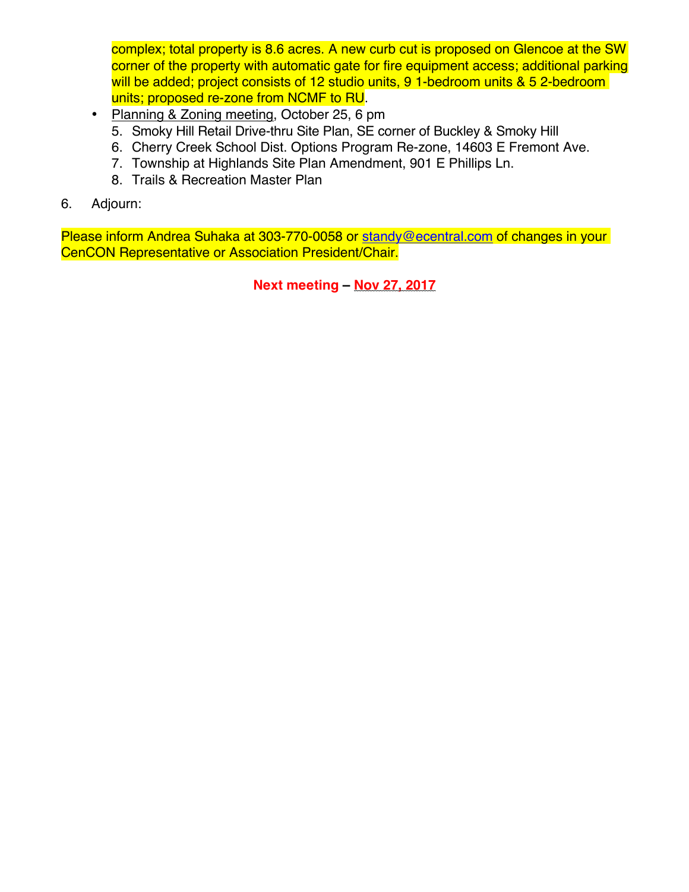complex; total property is 8.6 acres. A new curb cut is proposed on Glencoe at the SW corner of the property with automatic gate for fire equipment access; additional parking will be added; project consists of 12 studio units, 9 1-bedroom units & 5 2-bedroom units; proposed re-zone from NCMF to RU.

- Planning & Zoning meeting, October 25, 6 pm
  5. Smoky Hill Retail Drive-thru Site Plan, SE corner of Buckley & Smoky Hill
  6. Cherry Creek School Dist. Options Program Re-zone, 14603 E Fremont Ave.
  7. Township at Highlands Site Plan Amendment, 901 E Phillips Ln.
  8. Trails & Recreation Master Plan

6. Adjourn:

Please inform Andrea Suhaka at 303-770-0058 or standy@ecentral.com of changes in your CenCON Representative or Association President/Chair.

**Next meeting – Nov 27, 2017**